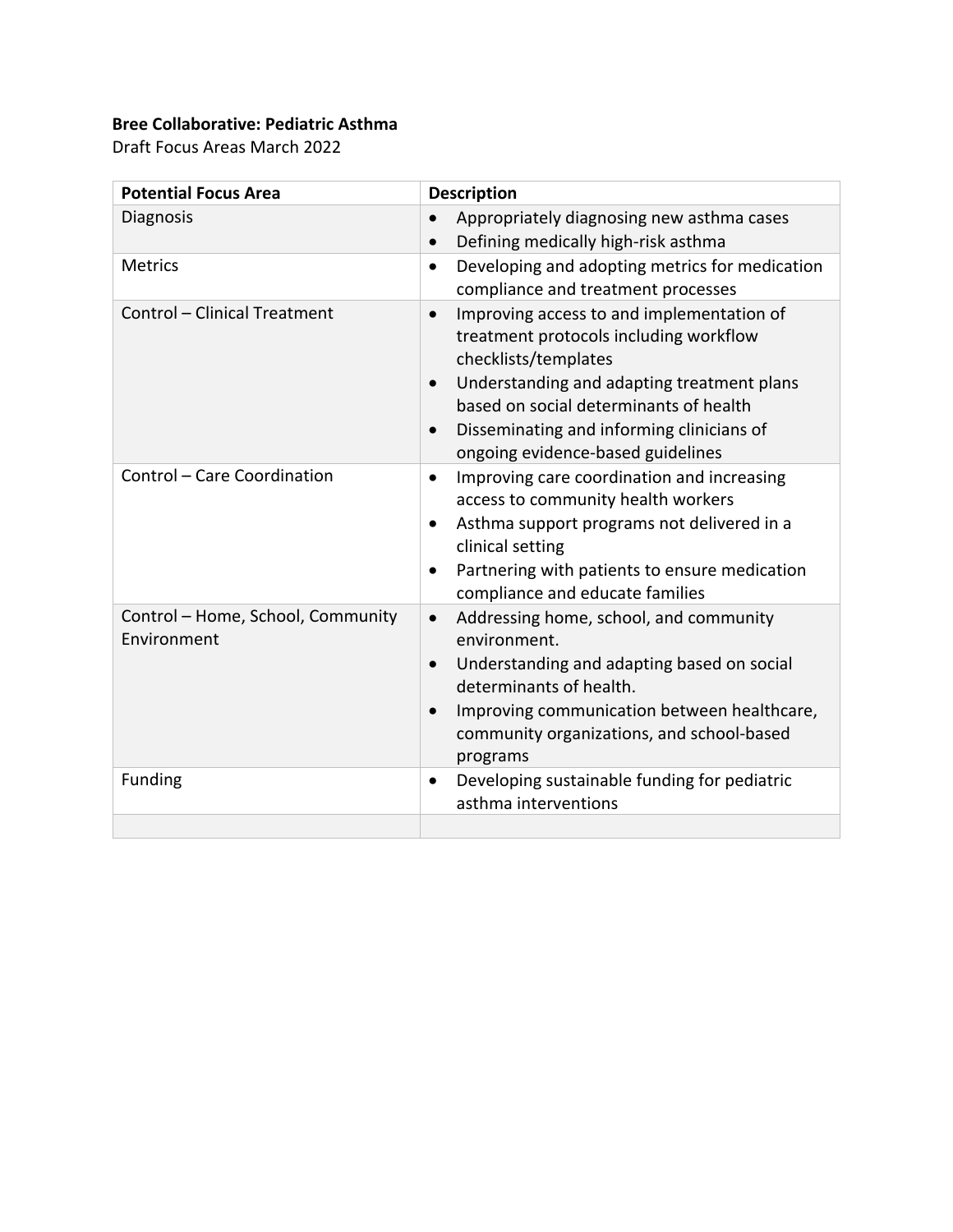**Bree Collaborative: Pediatric Asthma**

Draft Focus Areas March 2022

| Potential Focus Area | Description |
|---|---|
| Diagnosis | • Appropriately diagnosing new asthma cases<br>• Defining medically high-risk asthma |
| Metrics | • Developing and adopting metrics for medication compliance and treatment processes |
| Control – Clinical Treatment | • Improving access to and implementation of treatment protocols including workflow checklists/templates<br>• Understanding and adapting treatment plans based on social determinants of health<br>• Disseminating and informing clinicians of ongoing evidence-based guidelines |
| Control – Care Coordination | • Improving care coordination and increasing access to community health workers<br>• Asthma support programs not delivered in a clinical setting<br>• Partnering with patients to ensure medication compliance and educate families |
| Control – Home, School, Community Environment | • Addressing home, school, and community environment.<br>• Understanding and adapting based on social determinants of health.<br>• Improving communication between healthcare, community organizations, and school-based programs |
| Funding | • Developing sustainable funding for pediatric asthma interventions |
| | |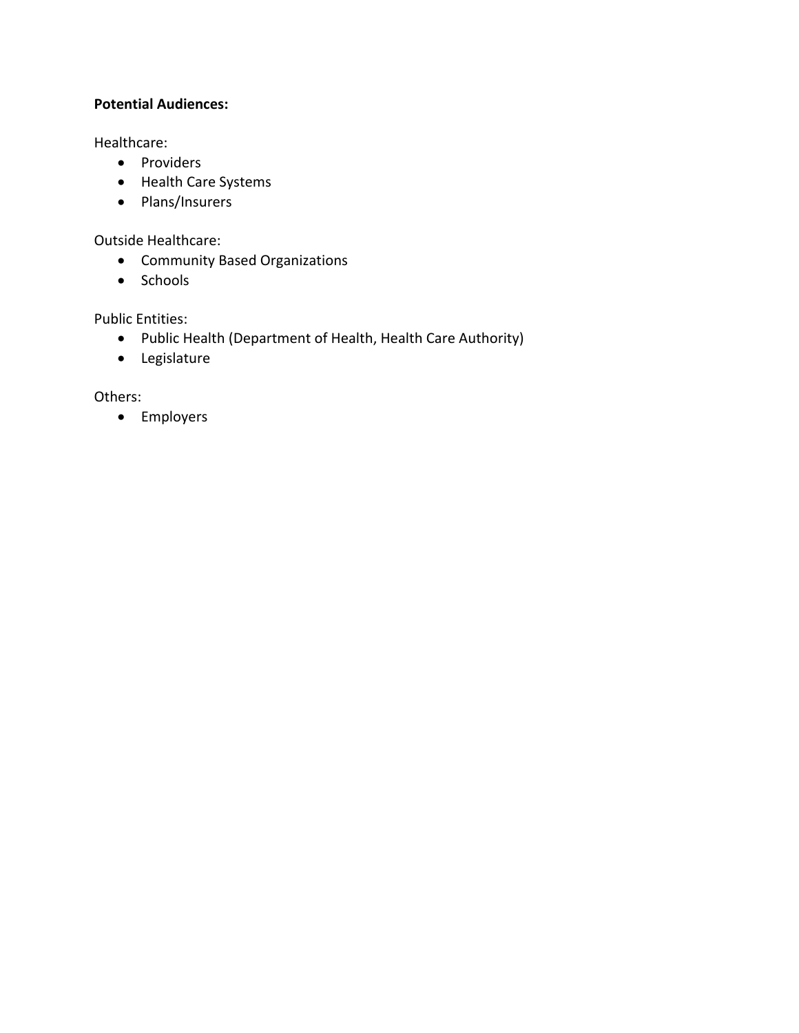**Potential Audiences:**

Healthcare:

- Providers
- Health Care Systems
- Plans/Insurers

Outside Healthcare:

- Community Based Organizations
- Schools

Public Entities:

- Public Health (Department of Health, Health Care Authority)
- Legislature

Others:

- Employers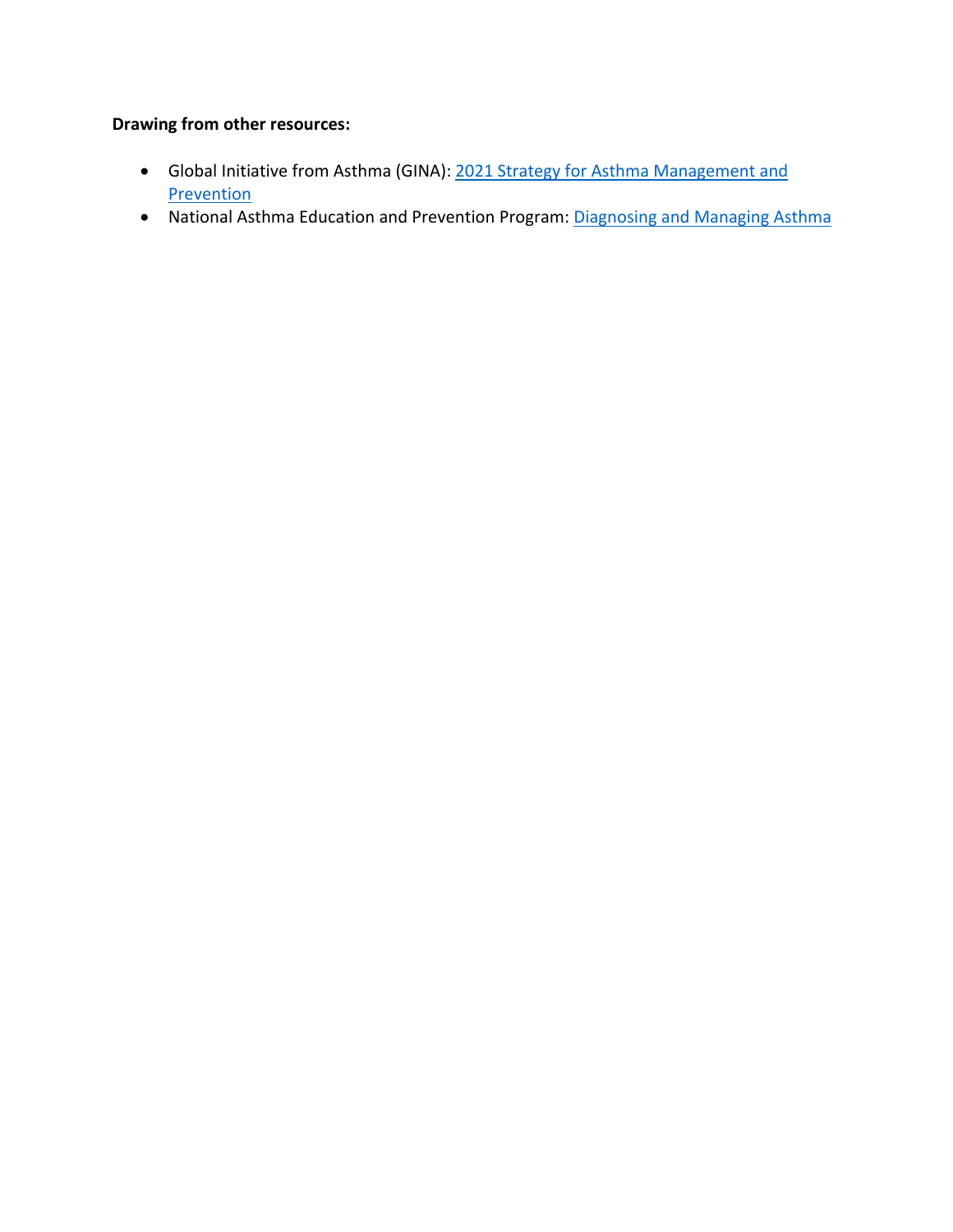**Drawing from other resources:**

- Global Initiative from Asthma (GINA): 2021 Strategy for Asthma Management and Prevention
- National Asthma Education and Prevention Program: Diagnosing and Managing Asthma